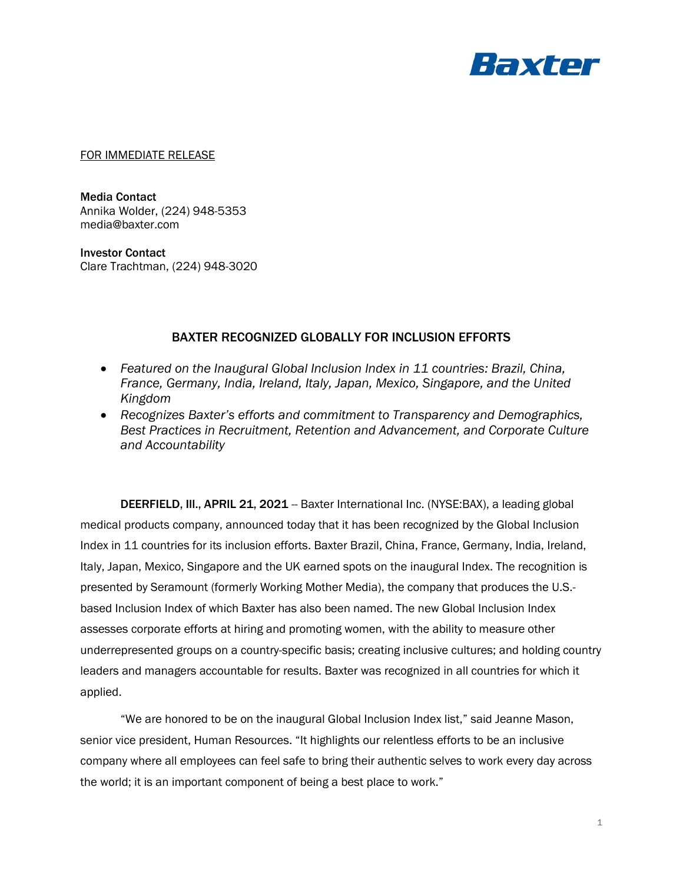Baxter

FOR IMMEDIATE RELEASE

**Media Contact**
Annika Wolder, (224) 948-5353
media@baxter.com

**Investor Contact**
Clare Trachtman, (224) 948-3020

## BAXTER RECOGNIZED GLOBALLY FOR INCLUSION EFFORTS

- *Featured on the Inaugural Global Inclusion Index in 11 countries: Brazil, China, France, Germany, India, Ireland, Italy, Japan, Mexico, Singapore, and the United Kingdom*
- *Recognizes Baxter's efforts and commitment to Transparency and Demographics, Best Practices in Recruitment, Retention and Advancement, and Corporate Culture and Accountability*

**DEERFIELD, Ill., APRIL 21, 2021** -- Baxter International Inc. (NYSE:BAX), a leading global medical products company, announced today that it has been recognized by the Global Inclusion Index in 11 countries for its inclusion efforts. Baxter Brazil, China, France, Germany, India, Ireland, Italy, Japan, Mexico, Singapore and the UK earned spots on the inaugural Index. The recognition is presented by Seramount (formerly Working Mother Media), the company that produces the U.S.-based Inclusion Index of which Baxter has also been named. The new Global Inclusion Index assesses corporate efforts at hiring and promoting women, with the ability to measure other underrepresented groups on a country-specific basis; creating inclusive cultures; and holding country leaders and managers accountable for results. Baxter was recognized in all countries for which it applied.

"We are honored to be on the inaugural Global Inclusion Index list," said Jeanne Mason, senior vice president, Human Resources. "It highlights our relentless efforts to be an inclusive company where all employees can feel safe to bring their authentic selves to work every day across the world; it is an important component of being a best place to work."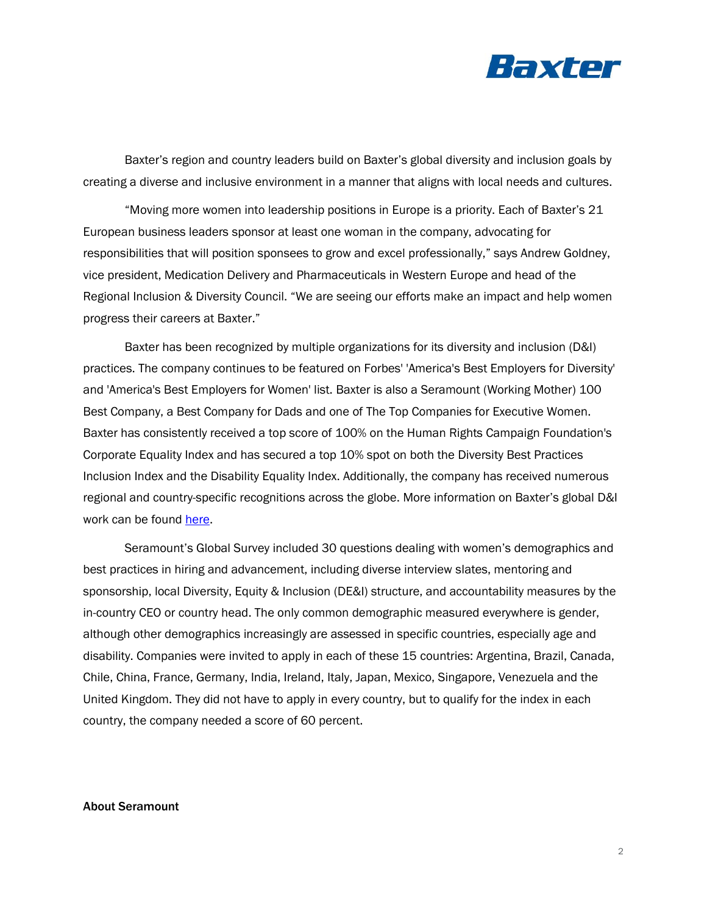Baxter's region and country leaders build on Baxter's global diversity and inclusion goals by creating a diverse and inclusive environment in a manner that aligns with local needs and cultures.

"Moving more women into leadership positions in Europe is a priority. Each of Baxter's 21 European business leaders sponsor at least one woman in the company, advocating for responsibilities that will position sponsees to grow and excel professionally," says Andrew Goldney, vice president, Medication Delivery and Pharmaceuticals in Western Europe and head of the Regional Inclusion & Diversity Council. "We are seeing our efforts make an impact and help women progress their careers at Baxter."

Baxter has been recognized by multiple organizations for its diversity and inclusion (D&I) practices. The company continues to be featured on Forbes' 'America's Best Employers for Diversity' and 'America's Best Employers for Women' list. Baxter is also a Seramount (Working Mother) 100 Best Company, a Best Company for Dads and one of The Top Companies for Executive Women. Baxter has consistently received a top score of 100% on the Human Rights Campaign Foundation's Corporate Equality Index and has secured a top 10% spot on both the Diversity Best Practices Inclusion Index and the Disability Equality Index. Additionally, the company has received numerous regional and country-specific recognitions across the globe. More information on Baxter's global D&I work can be found [here](here).

Seramount's Global Survey included 30 questions dealing with women's demographics and best practices in hiring and advancement, including diverse interview slates, mentoring and sponsorship, local Diversity, Equity & Inclusion (DE&I) structure, and accountability measures by the in-country CEO or country head. The only common demographic measured everywhere is gender, although other demographics increasingly are assessed in specific countries, especially age and disability. Companies were invited to apply in each of these 15 countries: Argentina, Brazil, Canada, Chile, China, France, Germany, India, Ireland, Italy, Japan, Mexico, Singapore, Venezuela and the United Kingdom. They did not have to apply in every country, but to qualify for the index in each country, the company needed a score of 60 percent.

**About Seramount**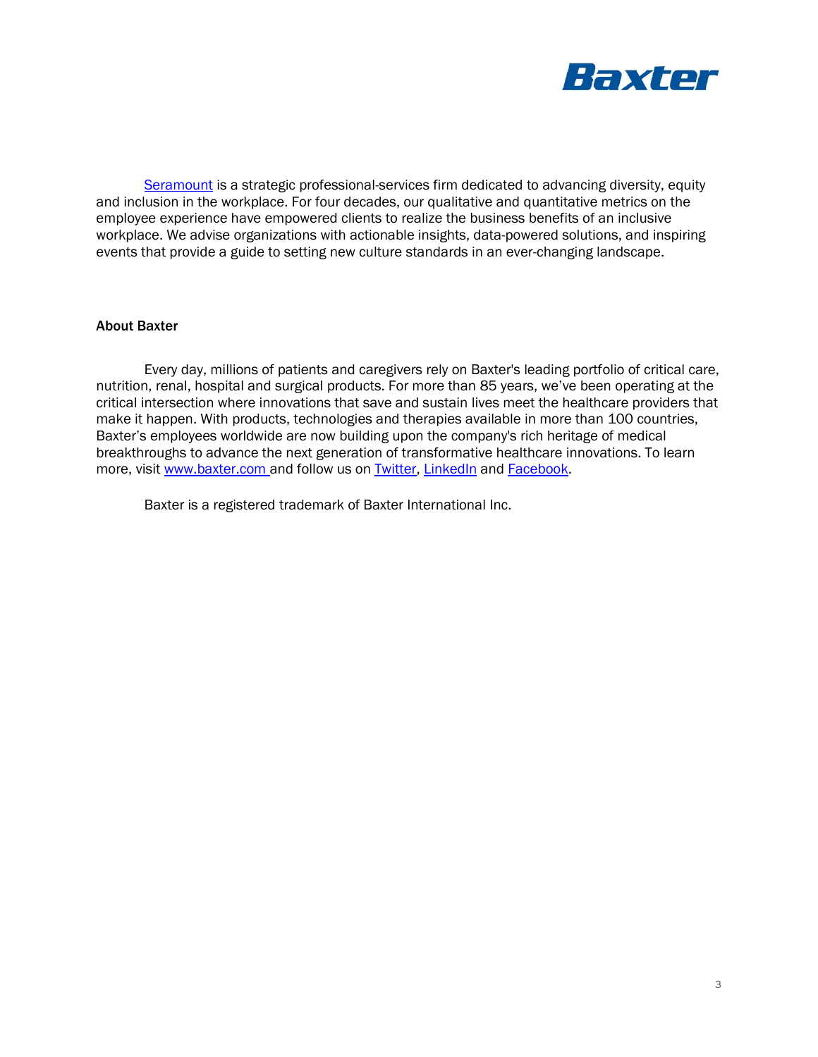Seramount is a strategic professional-services firm dedicated to advancing diversity, equity and inclusion in the workplace. For four decades, our qualitative and quantitative metrics on the employee experience have empowered clients to realize the business benefits of an inclusive workplace. We advise organizations with actionable insights, data-powered solutions, and inspiring events that provide a guide to setting new culture standards in an ever-changing landscape.

**About Baxter**

Every day, millions of patients and caregivers rely on Baxter's leading portfolio of critical care, nutrition, renal, hospital and surgical products. For more than 85 years, we've been operating at the critical intersection where innovations that save and sustain lives meet the healthcare providers that make it happen. With products, technologies and therapies available in more than 100 countries, Baxter's employees worldwide are now building upon the company's rich heritage of medical breakthroughs to advance the next generation of transformative healthcare innovations. To learn more, visit www.baxter.com and follow us on Twitter, LinkedIn and Facebook.

Baxter is a registered trademark of Baxter International Inc.